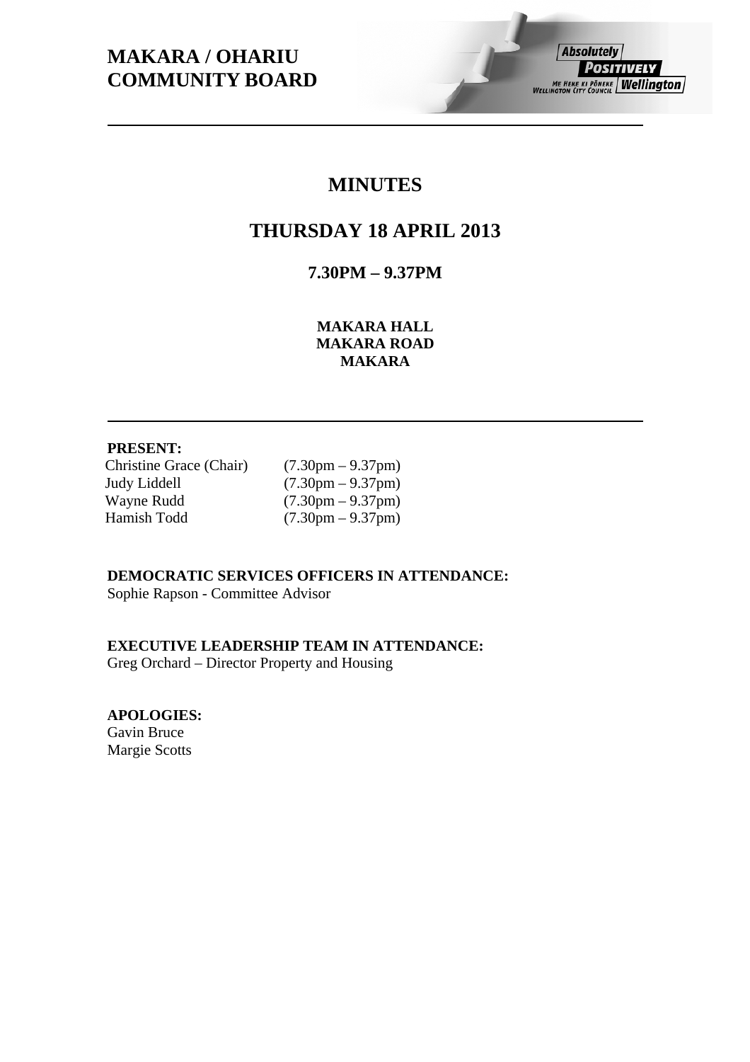# MAKARA / OHARIU COMMUNITY BOARD

## MINUTES

## THURSDAY 18 APRIL 2013

### 7.30PM – 9.37PM

**MAKARA HALL**
**MAKARA ROAD**
**MAKARA**

---

**PRESENT:**

| | |
|---|---|
| Christine Grace (Chair) | (7.30pm – 9.37pm) |
| Judy Liddell | (7.30pm – 9.37pm) |
| Wayne Rudd | (7.30pm – 9.37pm) |
| Hamish Todd | (7.30pm – 9.37pm) |

**DEMOCRATIC SERVICES OFFICERS IN ATTENDANCE:**
Sophie Rapson - Committee Advisor

**EXECUTIVE LEADERSHIP TEAM IN ATTENDANCE:**
Greg Orchard – Director Property and Housing

**APOLOGIES:**
Gavin Bruce
Margie Scotts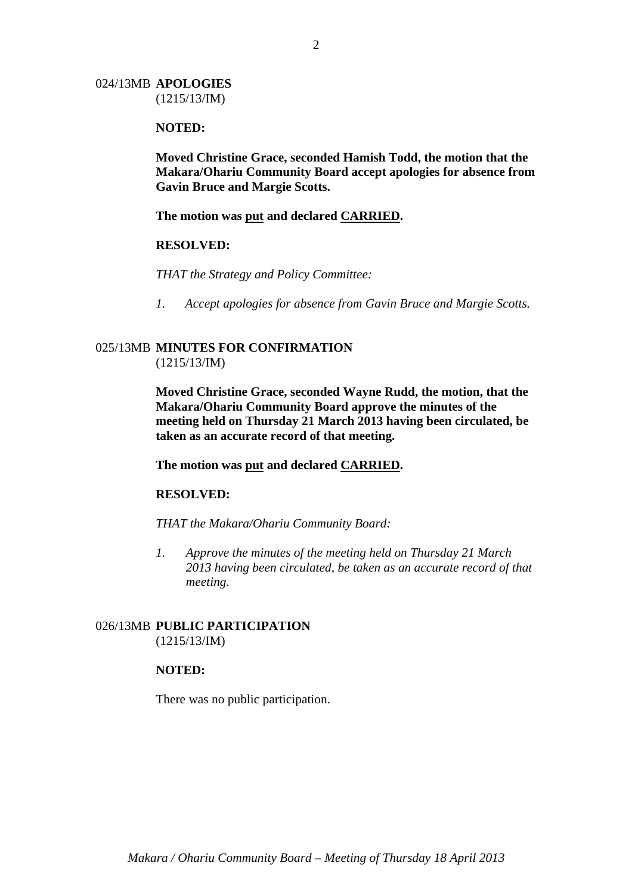## 024/13MB **APOLOGIES**
(1215/13/IM)

**NOTED:**

**Moved Christine Grace, seconded Hamish Todd, the motion that the Makara/Ohariu Community Board accept apologies for absence from Gavin Bruce and Margie Scotts.**

**The motion was <u>put</u> and declared <u>CARRIED</u>.**

**RESOLVED:**

*THAT the Strategy and Policy Committee:*

1. *Accept apologies for absence from Gavin Bruce and Margie Scotts.*

## 025/13MB **MINUTES FOR CONFIRMATION**
(1215/13/IM)

**Moved Christine Grace, seconded Wayne Rudd, the motion, that the Makara/Ohariu Community Board approve the minutes of the meeting held on Thursday 21 March 2013 having been circulated, be taken as an accurate record of that meeting.**

**The motion was <u>put</u> and declared <u>CARRIED</u>.**

**RESOLVED:**

*THAT the Makara/Ohariu Community Board:*

1. *Approve the minutes of the meeting held on Thursday 21 March 2013 having been circulated, be taken as an accurate record of that meeting.*

## 026/13MB **PUBLIC PARTICIPATION**
(1215/13/IM)

**NOTED:**

There was no public participation.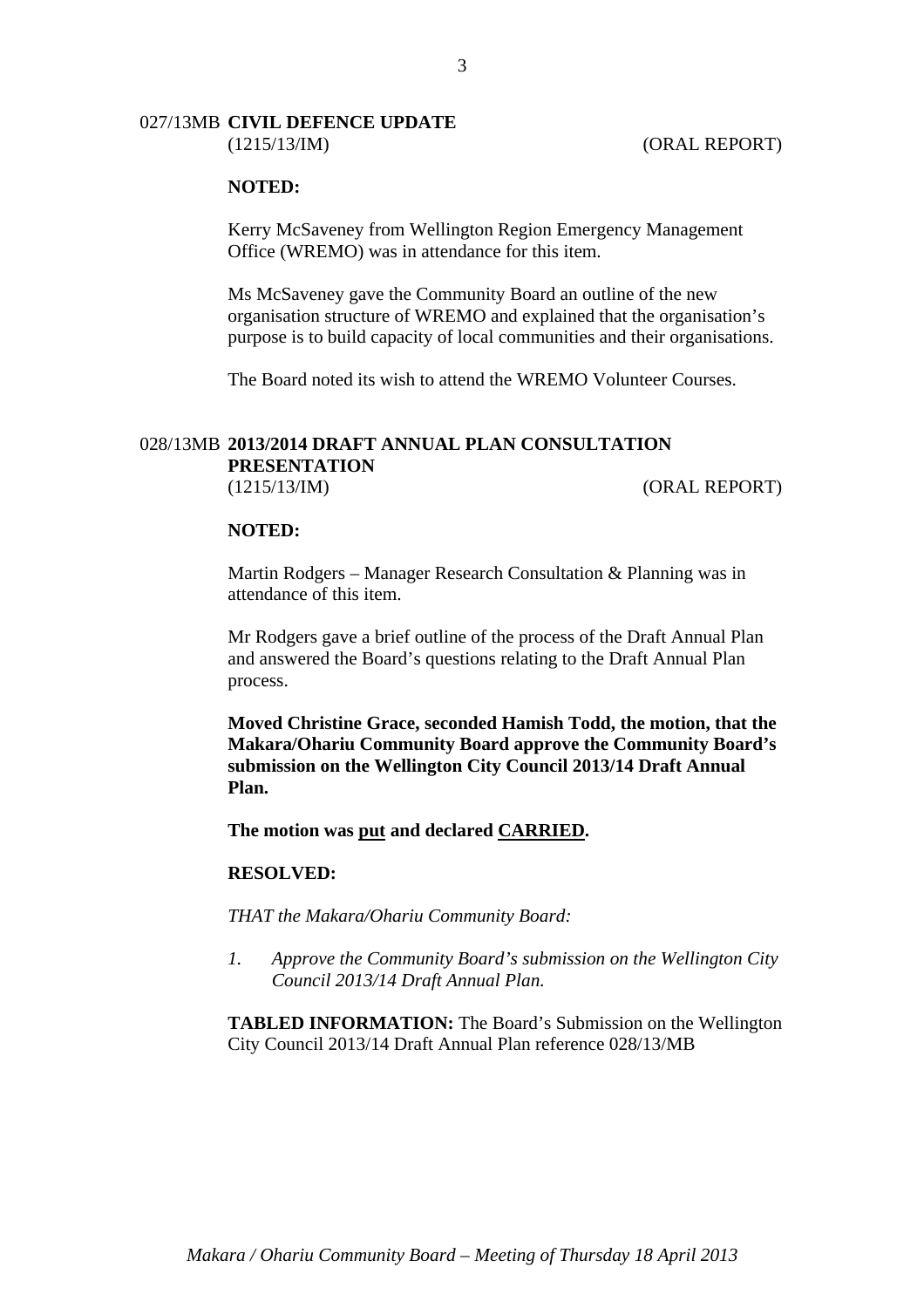## 027/13MB CIVIL DEFENCE UPDATE

(1215/13/IM) (ORAL REPORT)

**NOTED:**

Kerry McSaveney from Wellington Region Emergency Management Office (WREMO) was in attendance for this item.

Ms McSaveney gave the Community Board an outline of the new organisation structure of WREMO and explained that the organisation's purpose is to build capacity of local communities and their organisations.

The Board noted its wish to attend the WREMO Volunteer Courses.

## 028/13MB 2013/2014 DRAFT ANNUAL PLAN CONSULTATION PRESENTATION

(1215/13/IM) (ORAL REPORT)

**NOTED:**

Martin Rodgers – Manager Research Consultation & Planning was in attendance of this item.

Mr Rodgers gave a brief outline of the process of the Draft Annual Plan and answered the Board's questions relating to the Draft Annual Plan process.

**Moved Christine Grace, seconded Hamish Todd, the motion, that the Makara/Ohariu Community Board approve the Community Board's submission on the Wellington City Council 2013/14 Draft Annual Plan.**

**The motion was <u>put</u> and declared <u>CARRIED</u>.**

**RESOLVED:**

*THAT the Makara/Ohariu Community Board:*

1. *Approve the Community Board's submission on the Wellington City Council 2013/14 Draft Annual Plan.*

**TABLED INFORMATION:** The Board's Submission on the Wellington City Council 2013/14 Draft Annual Plan reference 028/13/MB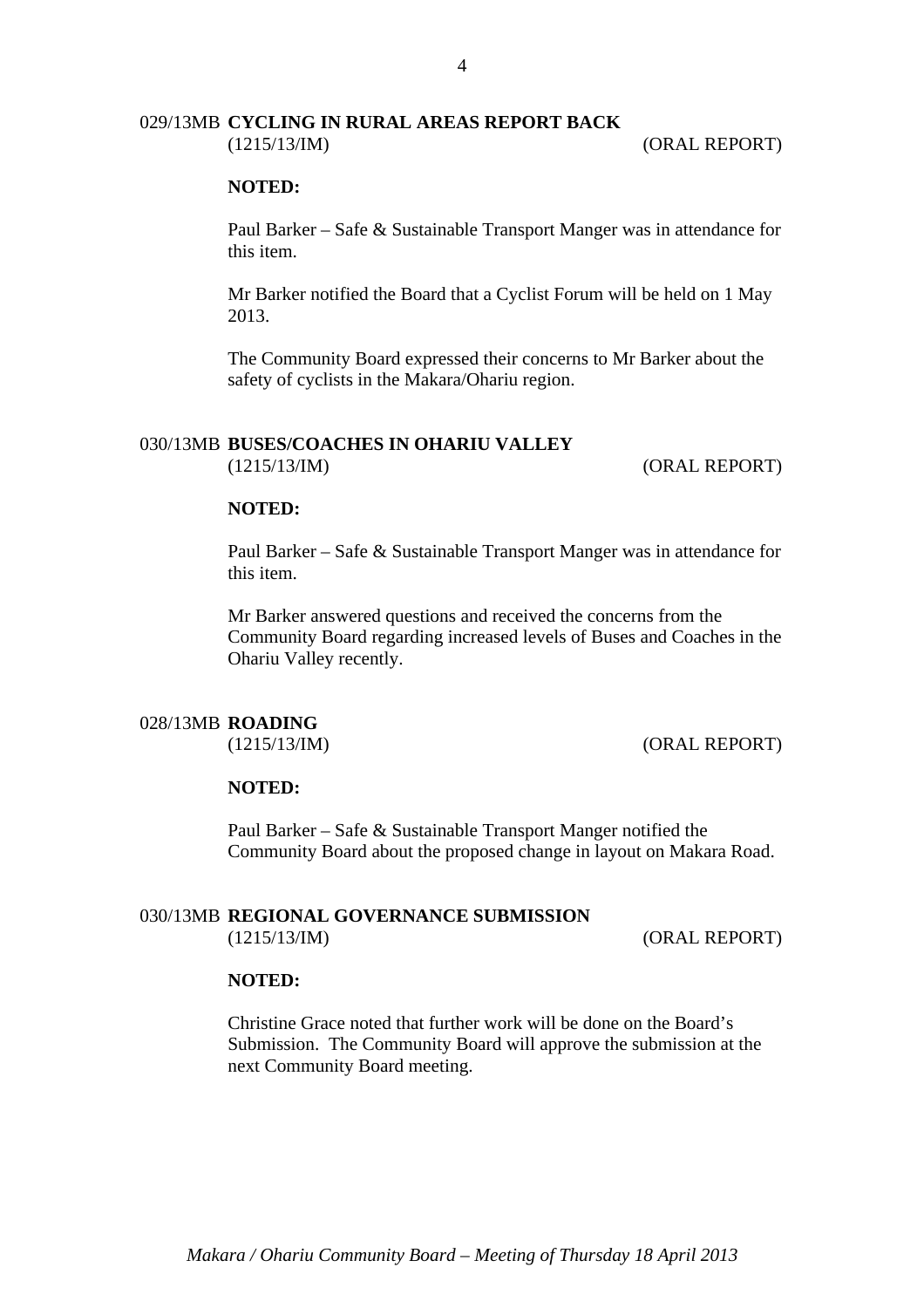## 029/13MB CYCLING IN RURAL AREAS REPORT BACK

(1215/13/IM) (ORAL REPORT)

**NOTED:**

Paul Barker – Safe & Sustainable Transport Manger was in attendance for this item.

Mr Barker notified the Board that a Cyclist Forum will be held on 1 May 2013.

The Community Board expressed their concerns to Mr Barker about the safety of cyclists in the Makara/Ohariu region.

## 030/13MB BUSES/COACHES IN OHARIU VALLEY

(1215/13/IM) (ORAL REPORT)

**NOTED:**

Paul Barker – Safe & Sustainable Transport Manger was in attendance for this item.

Mr Barker answered questions and received the concerns from the Community Board regarding increased levels of Buses and Coaches in the Ohariu Valley recently.

## 028/13MB ROADING

(1215/13/IM) (ORAL REPORT)

**NOTED:**

Paul Barker – Safe & Sustainable Transport Manger notified the Community Board about the proposed change in layout on Makara Road.

## 030/13MB REGIONAL GOVERNANCE SUBMISSION

(1215/13/IM) (ORAL REPORT)

**NOTED:**

Christine Grace noted that further work will be done on the Board's Submission. The Community Board will approve the submission at the next Community Board meeting.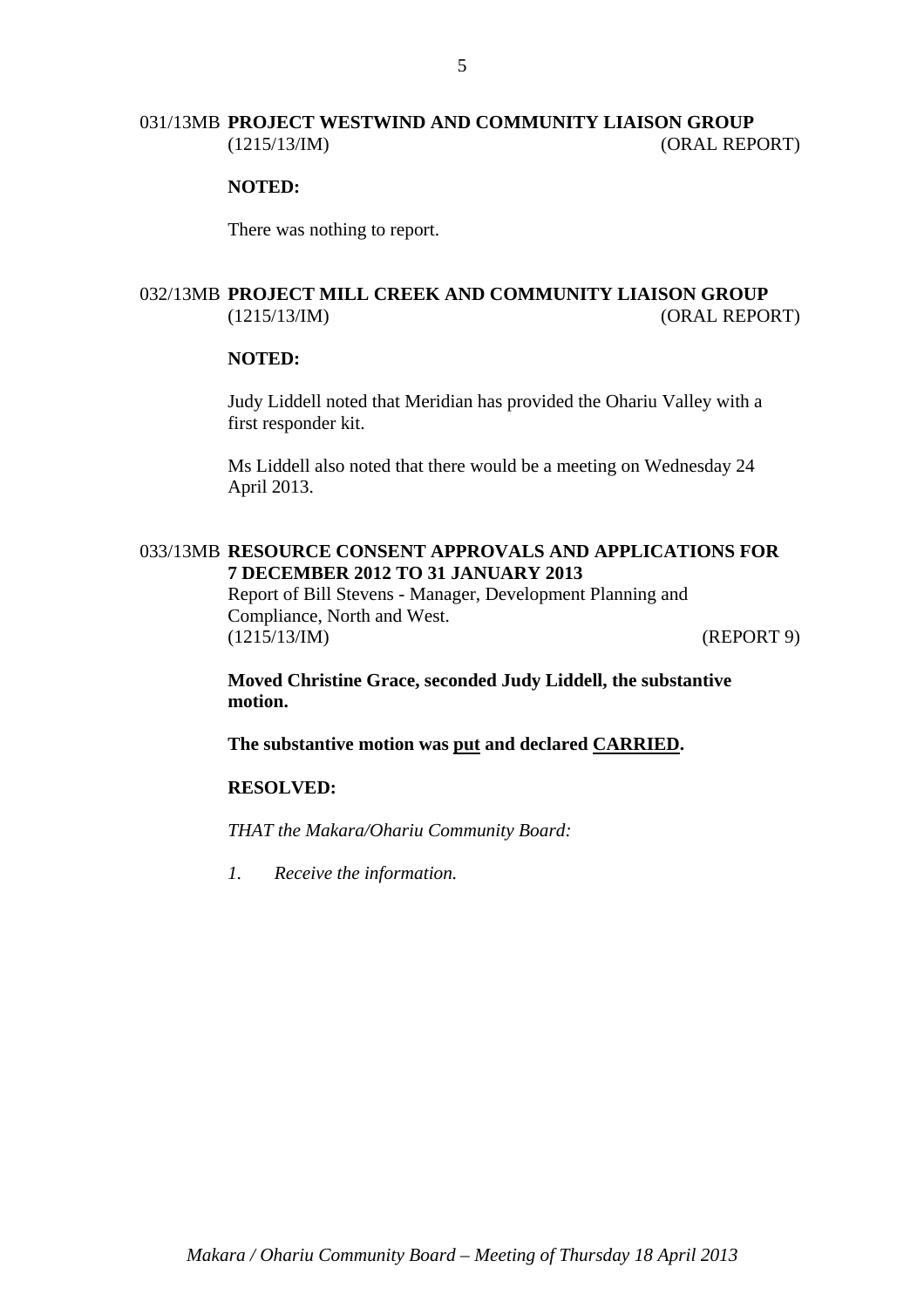## 031/13MB PROJECT WESTWIND AND COMMUNITY LIAISON GROUP
(1215/13/IM) (ORAL REPORT)

**NOTED:**

There was nothing to report.

## 032/13MB PROJECT MILL CREEK AND COMMUNITY LIAISON GROUP
(1215/13/IM) (ORAL REPORT)

**NOTED:**

Judy Liddell noted that Meridian has provided the Ohariu Valley with a first responder kit.

Ms Liddell also noted that there would be a meeting on Wednesday 24 April 2013.

## 033/13MB RESOURCE CONSENT APPROVALS AND APPLICATIONS FOR 7 DECEMBER 2012 TO 31 JANUARY 2013
Report of Bill Stevens - Manager, Development Planning and Compliance, North and West.
(1215/13/IM) (REPORT 9)

**Moved Christine Grace, seconded Judy Liddell, the substantive motion.**

**The substantive motion was put and declared CARRIED.**

**RESOLVED:**

*THAT the Makara/Ohariu Community Board:*

*1. Receive the information.*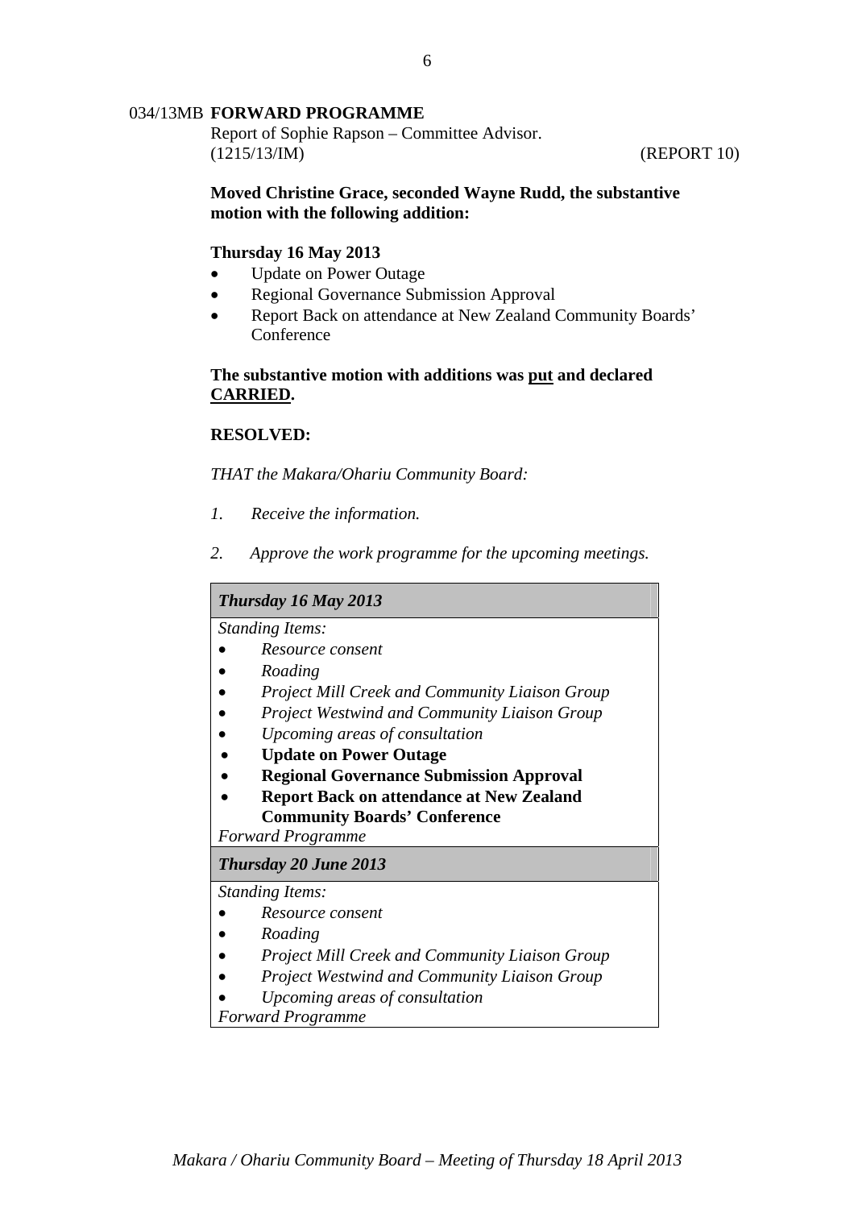034/13MB **FORWARD PROGRAMME**

Report of Sophie Rapson – Committee Advisor.
(1215/13/IM) (REPORT 10)

**Moved Christine Grace, seconded Wayne Rudd, the substantive motion with the following addition:**

**Thursday 16 May 2013**

- Update on Power Outage
- Regional Governance Submission Approval
- Report Back on attendance at New Zealand Community Boards' Conference

**The substantive motion with additions was put and declared CARRIED.**

**RESOLVED:**

*THAT the Makara/Ohariu Community Board:*

*1. Receive the information.*

*2. Approve the work programme for the upcoming meetings.*

| ***Thursday 16 May 2013*** |
|---|
| *Standing Items:*<br>• *Resource consent*<br>• *Roading*<br>• *Project Mill Creek and Community Liaison Group*<br>• *Project Westwind and Community Liaison Group*<br>• *Upcoming areas of consultation*<br>• **Update on Power Outage**<br>• **Regional Governance Submission Approval**<br>• **Report Back on attendance at New Zealand Community Boards' Conference**<br>*Forward Programme* |
| ***Thursday 20 June 2013*** |
| *Standing Items:*<br>• *Resource consent*<br>• *Roading*<br>• *Project Mill Creek and Community Liaison Group*<br>• *Project Westwind and Community Liaison Group*<br>• *Upcoming areas of consultation*<br>*Forward Programme* |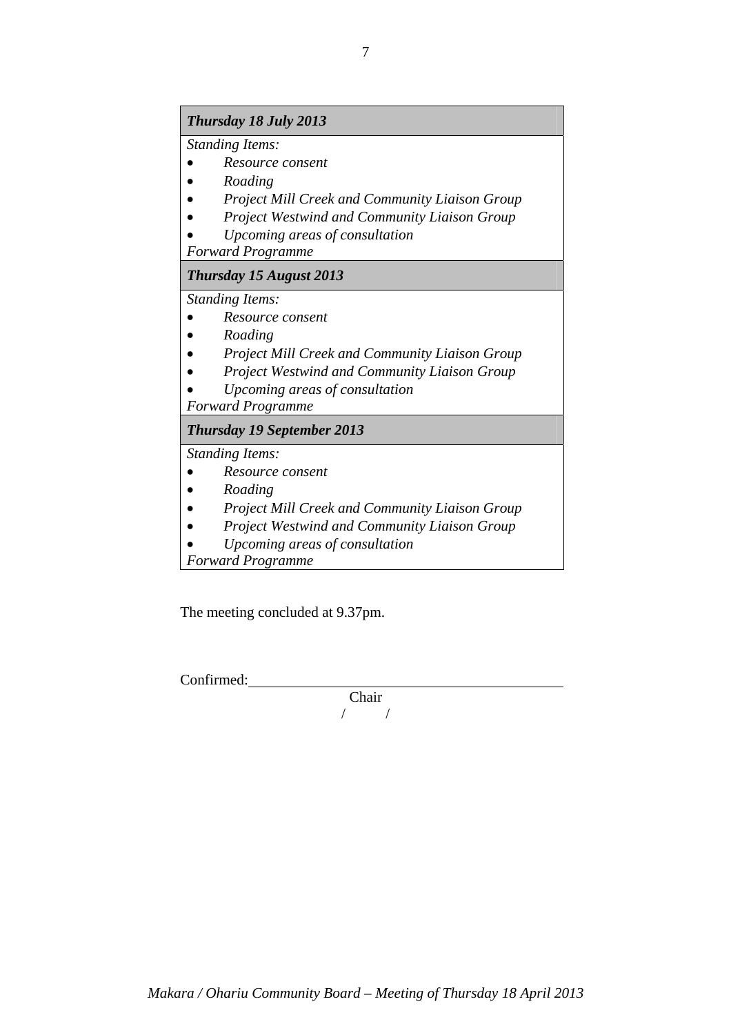| ***Thursday 18 July 2013*** |
|---|
| *Standing Items:*<br>• *Resource consent*<br>• *Roading*<br>• *Project Mill Creek and Community Liaison Group*<br>• *Project Westwind and Community Liaison Group*<br>• *Upcoming areas of consultation*<br>*Forward Programme* |
| ***Thursday 15 August 2013*** |
| *Standing Items:*<br>• *Resource consent*<br>• *Roading*<br>• *Project Mill Creek and Community Liaison Group*<br>• *Project Westwind and Community Liaison Group*<br>• *Upcoming areas of consultation*<br>*Forward Programme* |
| ***Thursday 19 September 2013*** |
| *Standing Items:*<br>• *Resource consent*<br>• *Roading*<br>• *Project Mill Creek and Community Liaison Group*<br>• *Project Westwind and Community Liaison Group*<br>• *Upcoming areas of consultation*<br>*Forward Programme* |

The meeting concluded at 9.37pm.

Confirmed: ____________________________________

Chair

/ /